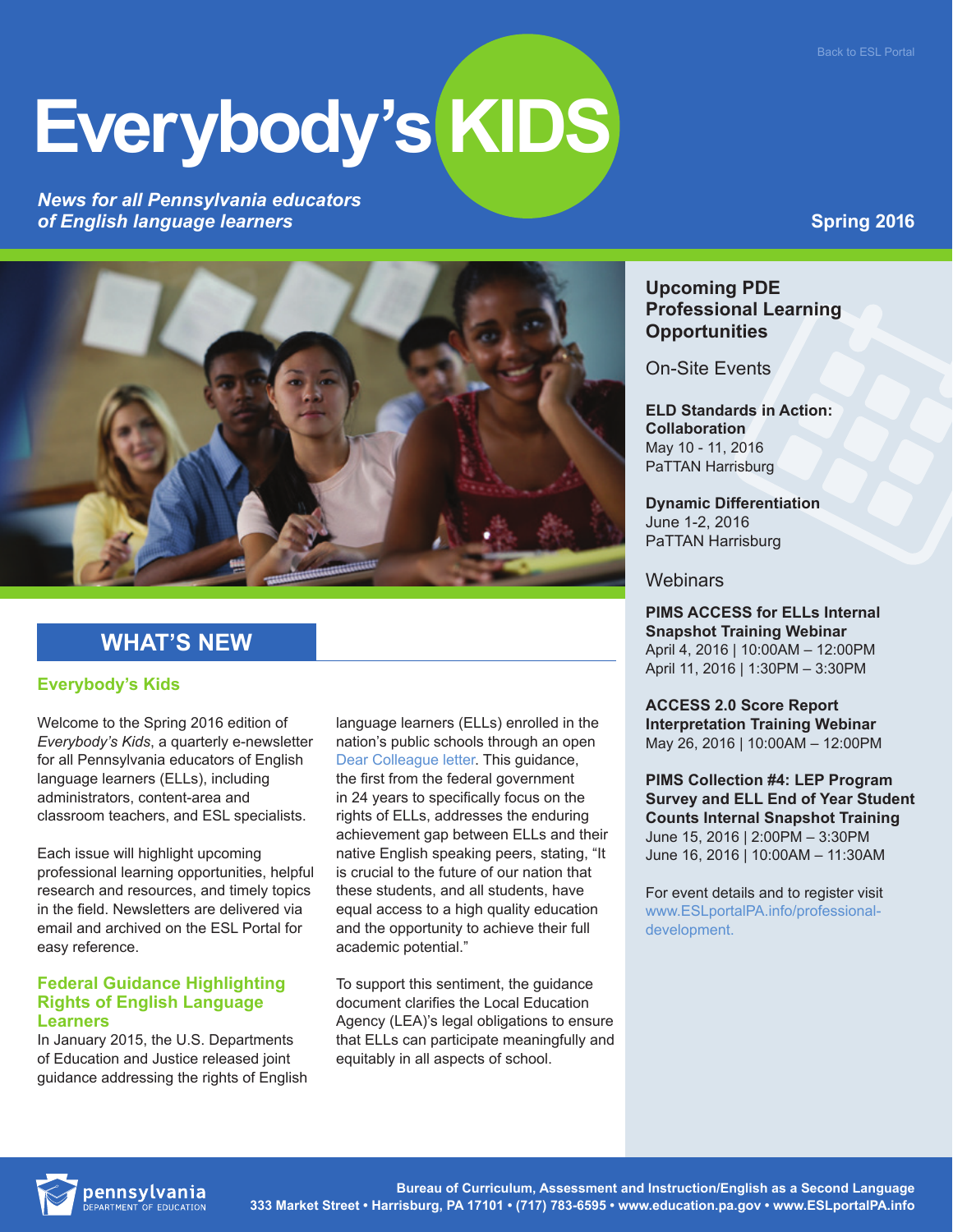Back to ESL Portal

# Everybody's KIDS

***News for all Pennsylvania educators of English language learners***

**Spring 2016**

## WHAT'S NEW

### Everybody's Kids

Welcome to the Spring 2016 edition of *Everybody's Kids*, a quarterly e-newsletter for all Pennsylvania educators of English language learners (ELLs), including administrators, content-area and classroom teachers, and ESL specialists.

Each issue will highlight upcoming professional learning opportunities, helpful research and resources, and timely topics in the field. Newsletters are delivered via email and archived on the ESL Portal for easy reference.

### Federal Guidance Highlighting Rights of English Language Learners

In January 2015, the U.S. Departments of Education and Justice released joint guidance addressing the rights of English language learners (ELLs) enrolled in the nation's public schools through an open Dear Colleague letter. This guidance, the first from the federal government in 24 years to specifically focus on the rights of ELLs, addresses the enduring achievement gap between ELLs and their native English speaking peers, stating, "It is crucial to the future of our nation that these students, and all students, have equal access to a high quality education and the opportunity to achieve their full academic potential."

To support this sentiment, the guidance document clarifies the Local Education Agency (LEA)'s legal obligations to ensure that ELLs can participate meaningfully and equitably in all aspects of school.

## Upcoming PDE Professional Learning Opportunities

### On-Site Events

**ELD Standards in Action: Collaboration**
May 10 - 11, 2016
PaTTAN Harrisburg

**Dynamic Differentiation**
June 1-2, 2016
PaTTAN Harrisburg

### Webinars

**PIMS ACCESS for ELLs Internal Snapshot Training Webinar**
April 4, 2016 | 10:00AM – 12:00PM
April 11, 2016 | 1:30PM – 3:30PM

**ACCESS 2.0 Score Report Interpretation Training Webinar**
May 26, 2016 | 10:00AM – 12:00PM

**PIMS Collection #4: LEP Program Survey and ELL End of Year Student Counts Internal Snapshot Training**
June 15, 2016 | 2:00PM – 3:30PM
June 16, 2016 | 10:00AM – 11:30AM

For event details and to register visit www.ESLportalPA.info/professional-development.

pennsylvania DEPARTMENT OF EDUCATION

**Bureau of Curriculum, Assessment and Instruction/English as a Second Language**
**333 Market Street • Harrisburg, PA 17101 • (717) 783-6595 • www.education.pa.gov • www.ESLportalPA.info**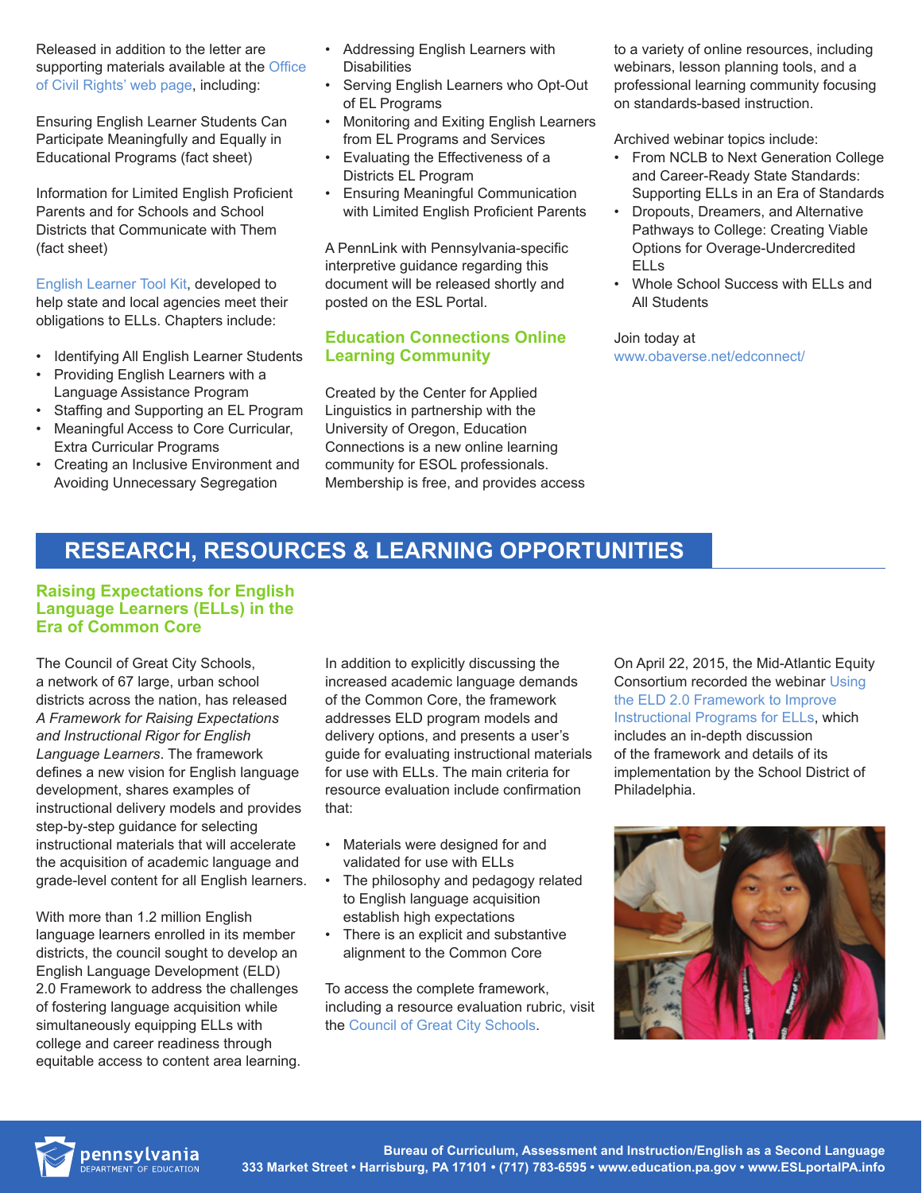Released in addition to the letter are supporting materials available at the Office of Civil Rights' web page, including:

Ensuring English Learner Students Can Participate Meaningfully and Equally in Educational Programs (fact sheet)

Information for Limited English Proficient Parents and for Schools and School Districts that Communicate with Them (fact sheet)

English Learner Tool Kit, developed to help state and local agencies meet their obligations to ELLs. Chapters include:

- Identifying All English Learner Students
- Providing English Learners with a Language Assistance Program
- Staffing and Supporting an EL Program
- Meaningful Access to Core Curricular, Extra Curricular Programs
- Creating an Inclusive Environment and Avoiding Unnecessary Segregation
- Addressing English Learners with Disabilities
- Serving English Learners who Opt-Out of EL Programs
- Monitoring and Exiting English Learners from EL Programs and Services
- Evaluating the Effectiveness of a Districts EL Program
- Ensuring Meaningful Communication with Limited English Proficient Parents

A PennLink with Pennsylvania-specific interpretive guidance regarding this document will be released shortly and posted on the ESL Portal.

### Education Connections Online Learning Community

Created by the Center for Applied Linguistics in partnership with the University of Oregon, Education Connections is a new online learning community for ESOL professionals. Membership is free, and provides access to a variety of online resources, including webinars, lesson planning tools, and a professional learning community focusing on standards-based instruction.

Archived webinar topics include:

- From NCLB to Next Generation College and Career-Ready State Standards: Supporting ELLs in an Era of Standards
- Dropouts, Dreamers, and Alternative Pathways to College: Creating Viable Options for Overage-Undercredited ELLs
- Whole School Success with ELLs and All Students

Join today at www.obaverse.net/edconnect/

## RESEARCH, RESOURCES & LEARNING OPPORTUNITIES

### Raising Expectations for English Language Learners (ELLs) in the Era of Common Core

The Council of Great City Schools, a network of 67 large, urban school districts across the nation, has released *A Framework for Raising Expectations and Instructional Rigor for English Language Learners*. The framework defines a new vision for English language development, shares examples of instructional delivery models and provides step-by-step guidance for selecting instructional materials that will accelerate the acquisition of academic language and grade-level content for all English learners.

With more than 1.2 million English language learners enrolled in its member districts, the council sought to develop an English Language Development (ELD) 2.0 Framework to address the challenges of fostering language acquisition while simultaneously equipping ELLs with college and career readiness through equitable access to content area learning.

In addition to explicitly discussing the increased academic language demands of the Common Core, the framework addresses ELD program models and delivery options, and presents a user's guide for evaluating instructional materials for use with ELLs. The main criteria for resource evaluation include confirmation that:

- Materials were designed for and validated for use with ELLs
- The philosophy and pedagogy related to English language acquisition establish high expectations
- There is an explicit and substantive alignment to the Common Core

To access the complete framework, including a resource evaluation rubric, visit the Council of Great City Schools.

On April 22, 2015, the Mid-Atlantic Equity Consortium recorded the webinar Using the ELD 2.0 Framework to Improve Instructional Programs for ELLs, which includes an in-depth discussion of the framework and details of its implementation by the School District of Philadelphia.

Bureau of Curriculum, Assessment and Instruction/English as a Second Language
333 Market Street • Harrisburg, PA 17101 • (717) 783-6595 • www.education.pa.gov • www.ESLportalPA.info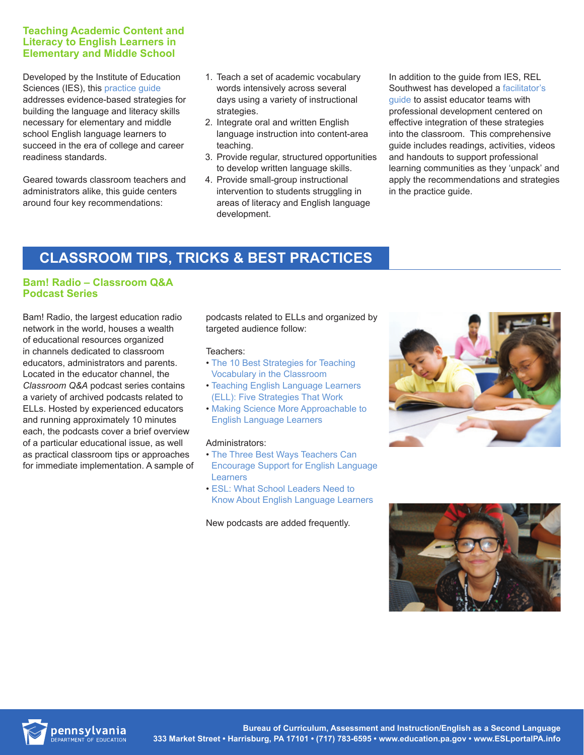## Teaching Academic Content and Literacy to English Learners in Elementary and Middle School

Developed by the Institute of Education Sciences (IES), this practice guide addresses evidence-based strategies for building the language and literacy skills necessary for elementary and middle school English language learners to succeed in the era of college and career readiness standards.

Geared towards classroom teachers and administrators alike, this guide centers around four key recommendations:

1. Teach a set of academic vocabulary words intensively across several days using a variety of instructional strategies.
2. Integrate oral and written English language instruction into content-area teaching.
3. Provide regular, structured opportunities to develop written language skills.
4. Provide small-group instructional intervention to students struggling in areas of literacy and English language development.

In addition to the guide from IES, REL Southwest has developed a facilitator's guide to assist educator teams with professional development centered on effective integration of these strategies into the classroom. This comprehensive guide includes readings, activities, videos and handouts to support professional learning communities as they 'unpack' and apply the recommendations and strategies in the practice guide.

# CLASSROOM TIPS, TRICKS & BEST PRACTICES

## Bam! Radio – Classroom Q&A Podcast Series

Bam! Radio, the largest education radio network in the world, houses a wealth of educational resources organized in channels dedicated to classroom educators, administrators and parents. Located in the educator channel, the *Classroom Q&A* podcast series contains a variety of archived podcasts related to ELLs. Hosted by experienced educators and running approximately 10 minutes each, the podcasts cover a brief overview of a particular educational issue, as well as practical classroom tips or approaches for immediate implementation. A sample of podcasts related to ELLs and organized by targeted audience follow:

Teachers:

- The 10 Best Strategies for Teaching Vocabulary in the Classroom
- Teaching English Language Learners (ELL): Five Strategies That Work
- Making Science More Approachable to English Language Learners

Administrators:

- The Three Best Ways Teachers Can Encourage Support for English Language Learners
- ESL: What School Leaders Need to Know About English Language Learners

New podcasts are added frequently.

pennsylvania DEPARTMENT OF EDUCATION

**Bureau of Curriculum, Assessment and Instruction/English as a Second Language**
**333 Market Street • Harrisburg, PA 17101 • (717) 783-6595 • www.education.pa.gov • www.ESLportalPA.info**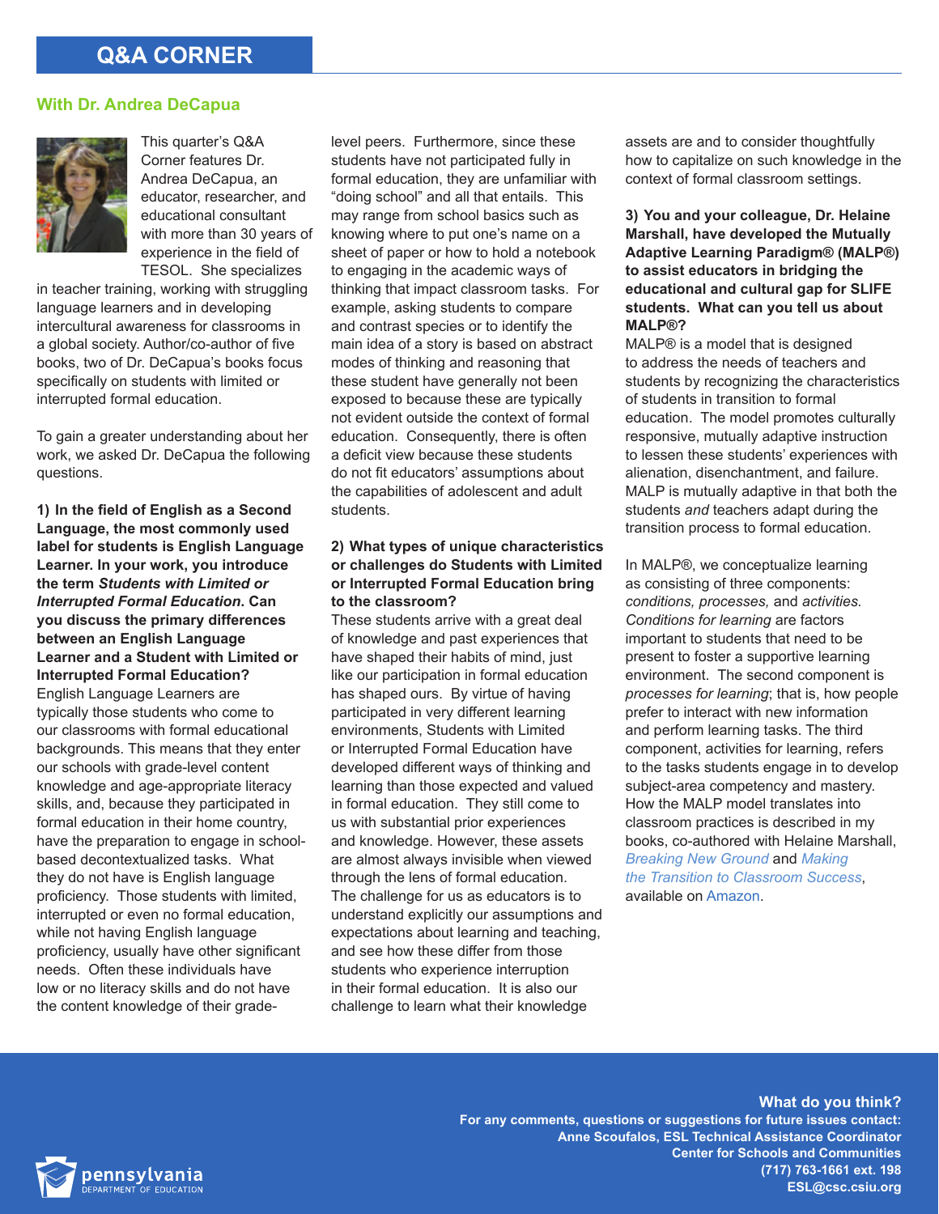# Q&A CORNER

## With Dr. Andrea DeCapua

This quarter's Q&A Corner features Dr. Andrea DeCapua, an educator, researcher, and educational consultant with more than 30 years of experience in the field of TESOL. She specializes in teacher training, working with struggling language learners and in developing intercultural awareness for classrooms in a global society. Author/co-author of five books, two of Dr. DeCapua's books focus specifically on students with limited or interrupted formal education.

To gain a greater understanding about her work, we asked Dr. DeCapua the following questions.

**1) In the field of English as a Second Language, the most commonly used label for students is English Language Learner. In your work, you introduce the term *Students with Limited or Interrupted Formal Education*. Can you discuss the primary differences between an English Language Learner and a Student with Limited or Interrupted Formal Education?**

English Language Learners are typically those students who come to our classrooms with formal educational backgrounds. This means that they enter our schools with grade-level content knowledge and age-appropriate literacy skills, and, because they participated in formal education in their home country, have the preparation to engage in school-based decontextualized tasks. What they do not have is English language proficiency. Those students with limited, interrupted or even no formal education, while not having English language proficiency, usually have other significant needs. Often these individuals have low or no literacy skills and do not have the content knowledge of their grade-level peers. Furthermore, since these students have not participated fully in formal education, they are unfamiliar with "doing school" and all that entails. This may range from school basics such as knowing where to put one's name on a sheet of paper or how to hold a notebook to engaging in the academic ways of thinking that impact classroom tasks. For example, asking students to compare and contrast species or to identify the main idea of a story is based on abstract modes of thinking and reasoning that these student have generally not been exposed to because these are typically not evident outside the context of formal education. Consequently, there is often a deficit view because these students do not fit educators' assumptions about the capabilities of adolescent and adult students.

**2) What types of unique characteristics or challenges do Students with Limited or Interrupted Formal Education bring to the classroom?**

These students arrive with a great deal of knowledge and past experiences that have shaped their habits of mind, just like our participation in formal education has shaped ours. By virtue of having participated in very different learning environments, Students with Limited or Interrupted Formal Education have developed different ways of thinking and learning than those expected and valued in formal education. They still come to us with substantial prior experiences and knowledge. However, these assets are almost always invisible when viewed through the lens of formal education. The challenge for us as educators is to understand explicitly our assumptions and expectations about learning and teaching, and see how these differ from those students who experience interruption in their formal education. It is also our challenge to learn what their knowledge assets are and to consider thoughtfully how to capitalize on such knowledge in the context of formal classroom settings.

**3) You and your colleague, Dr. Helaine Marshall, have developed the Mutually Adaptive Learning Paradigm® (MALP®) to assist educators in bridging the educational and cultural gap for SLIFE students. What can you tell us about MALP®?**

MALP® is a model that is designed to address the needs of teachers and students by recognizing the characteristics of students in transition to formal education. The model promotes culturally responsive, mutually adaptive instruction to lessen these students' experiences with alienation, disenchantment, and failure. MALP is mutually adaptive in that both the students *and* teachers adapt during the transition process to formal education.

In MALP®, we conceptualize learning as consisting of three components: *conditions, processes,* and *activities. Conditions for learning* are factors important to students that need to be present to foster a supportive learning environment. The second component is *processes for learning*; that is, how people prefer to interact with new information and perform learning tasks. The third component, activities for learning, refers to the tasks students engage in to develop subject-area competency and mastery. How the MALP model translates into classroom practices is described in my books, co-authored with Helaine Marshall, *Breaking New Ground* and *Making the Transition to Classroom Success*, available on Amazon.

**What do you think?**

**For any comments, questions or suggestions for future issues contact:**
**Anne Scoufalos, ESL Technical Assistance Coordinator**
**Center for Schools and Communities**
**(717) 763-1661 ext. 198**
**ESL@csc.csiu.org**

pennsylvania
DEPARTMENT OF EDUCATION